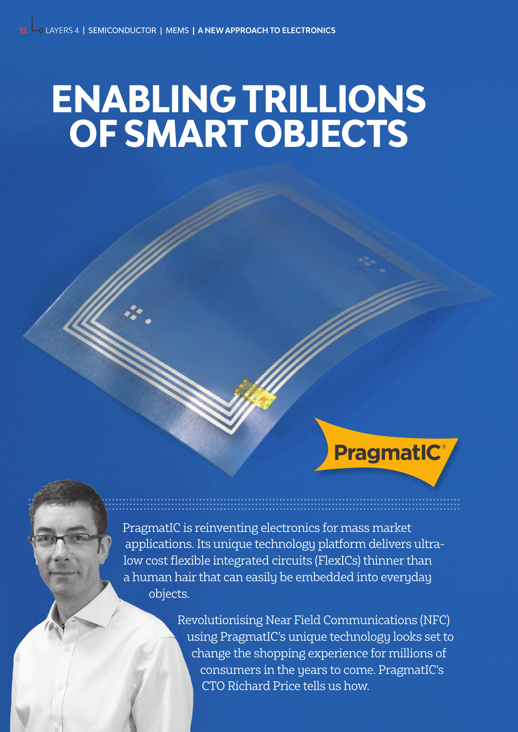# ENABLING TRILLIONS OF SMART OBJECTS

PragmatIC is reinventing electronics for mass market applications. Its unique technology platform delivers ultra-low cost flexible integrated circuits (FlexICs) thinner than a human hair that can easily be embedded into everyday objects.

Revolutionising Near Field Communications (NFC) using PragmatIC's unique technology looks set to change the shopping experience for millions of consumers in the years to come. PragmatIC's CTO Richard Price tells us how.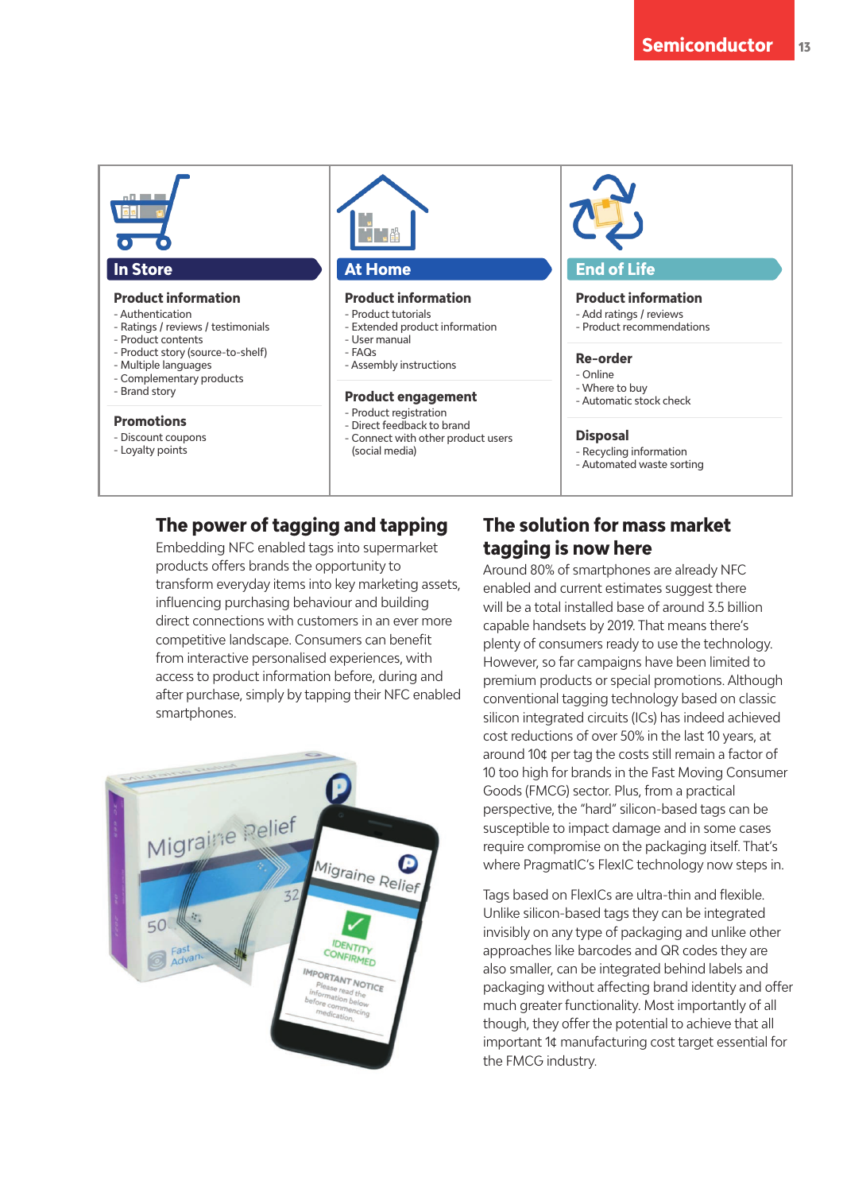### In Store

**Product information**
- Authentication
- Ratings / reviews / testimonials
- Product contents
- Product story (source-to-shelf)
- Multiple languages
- Complementary products
- Brand story

**Promotions**
- Discount coupons
- Loyalty points

### At Home

**Product information**
- Product tutorials
- Extended product information
- User manual
- FAQs
- Assembly instructions

**Product engagement**
- Product registration
- Direct feedback to brand
- Connect with other product users (social media)

### End of Life

**Product information**
- Add ratings / reviews
- Product recommendations

**Re-order**
- Online
- Where to buy
- Automatic stock check

**Disposal**
- Recycling information
- Automated waste sorting

## The power of tagging and tapping

Embedding NFC enabled tags into supermarket products offers brands the opportunity to transform everyday items into key marketing assets, influencing purchasing behaviour and building direct connections with customers in an ever more competitive landscape. Consumers can benefit from interactive personalised experiences, with access to product information before, during and after purchase, simply by tapping their NFC enabled smartphones.

## The solution for mass market tagging is now here

Around 80% of smartphones are already NFC enabled and current estimates suggest there will be a total installed base of around 3.5 billion capable handsets by 2019. That means there's plenty of consumers ready to use the technology. However, so far campaigns have been limited to premium products or special promotions. Although conventional tagging technology based on classic silicon integrated circuits (ICs) has indeed achieved cost reductions of over 50% in the last 10 years, at around 10¢ per tag the costs still remain a factor of 10 too high for brands in the Fast Moving Consumer Goods (FMCG) sector. Plus, from a practical perspective, the "hard" silicon-based tags can be susceptible to impact damage and in some cases require compromise on the packaging itself. That's where PragmatIC's FlexIC technology now steps in.

Tags based on FlexICs are ultra-thin and flexible. Unlike silicon-based tags they can be integrated invisibly on any type of packaging and unlike other approaches like barcodes and QR codes they are also smaller, can be integrated behind labels and packaging without affecting brand identity and offer much greater functionality. Most importantly of all though, they offer the potential to achieve that all important 1¢ manufacturing cost target essential for the FMCG industry.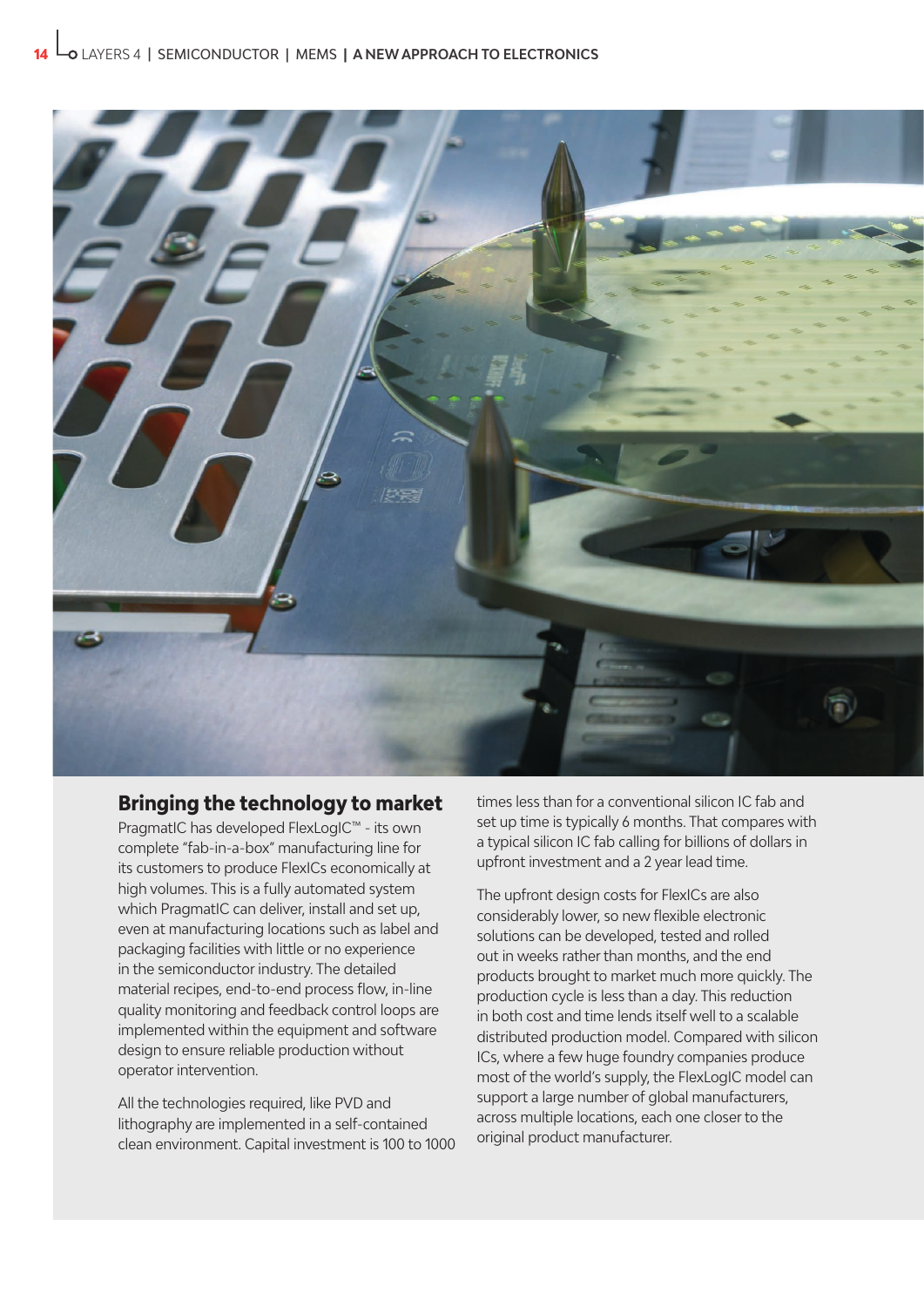## Bringing the technology to market

PragmatIC has developed FlexLogIC™ - its own complete "fab-in-a-box" manufacturing line for its customers to produce FlexICs economically at high volumes. This is a fully automated system which PragmatIC can deliver, install and set up, even at manufacturing locations such as label and packaging facilities with little or no experience in the semiconductor industry. The detailed material recipes, end-to-end process flow, in-line quality monitoring and feedback control loops are implemented within the equipment and software design to ensure reliable production without operator intervention.

All the technologies required, like PVD and lithography are implemented in a self-contained clean environment. Capital investment is 100 to 1000 times less than for a conventional silicon IC fab and set up time is typically 6 months. That compares with a typical silicon IC fab calling for billions of dollars in upfront investment and a 2 year lead time.

The upfront design costs for FlexICs are also considerably lower, so new flexible electronic solutions can be developed, tested and rolled out in weeks rather than months, and the end products brought to market much more quickly. The production cycle is less than a day. This reduction in both cost and time lends itself well to a scalable distributed production model. Compared with silicon ICs, where a few huge foundry companies produce most of the world's supply, the FlexLogIC model can support a large number of global manufacturers, across multiple locations, each one closer to the original product manufacturer.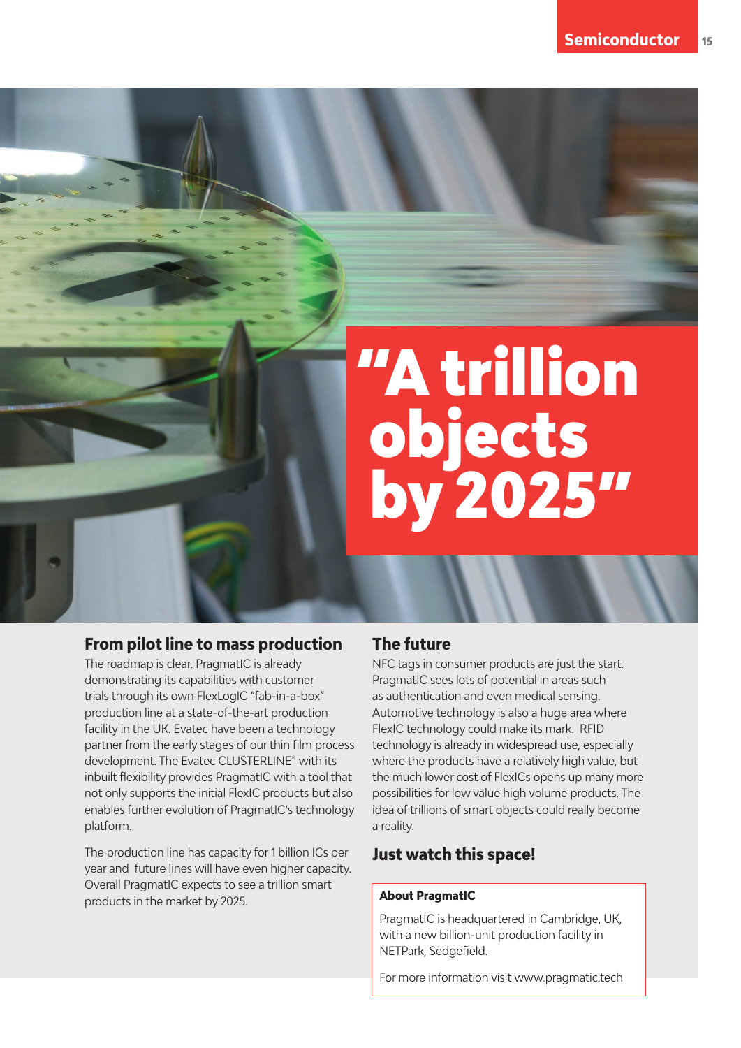# "A trillion objects by 2025"

## From pilot line to mass production

The roadmap is clear. PragmatIC is already demonstrating its capabilities with customer trials through its own FlexLogIC "fab-in-a-box" production line at a state-of-the-art production facility in the UK. Evatec have been a technology partner from the early stages of our thin film process development. The Evatec CLUSTERLINE® with its inbuilt flexibility provides PragmatIC with a tool that not only supports the initial FlexIC products but also enables further evolution of PragmatIC's technology platform.

The production line has capacity for 1 billion ICs per year and future lines will have even higher capacity. Overall PragmatIC expects to see a trillion smart products in the market by 2025.

## The future

NFC tags in consumer products are just the start. PragmatIC sees lots of potential in areas such as authentication and even medical sensing. Automotive technology is also a huge area where FlexIC technology could make its mark. RFID technology is already in widespread use, especially where the products have a relatively high value, but the much lower cost of FlexICs opens up many more possibilities for low value high volume products. The idea of trillions of smart objects could really become a reality.

## Just watch this space!

**About PragmatIC**

PragmatIC is headquartered in Cambridge, UK, with a new billion-unit production facility in NETPark, Sedgefield.

For more information visit www.pragmatic.tech